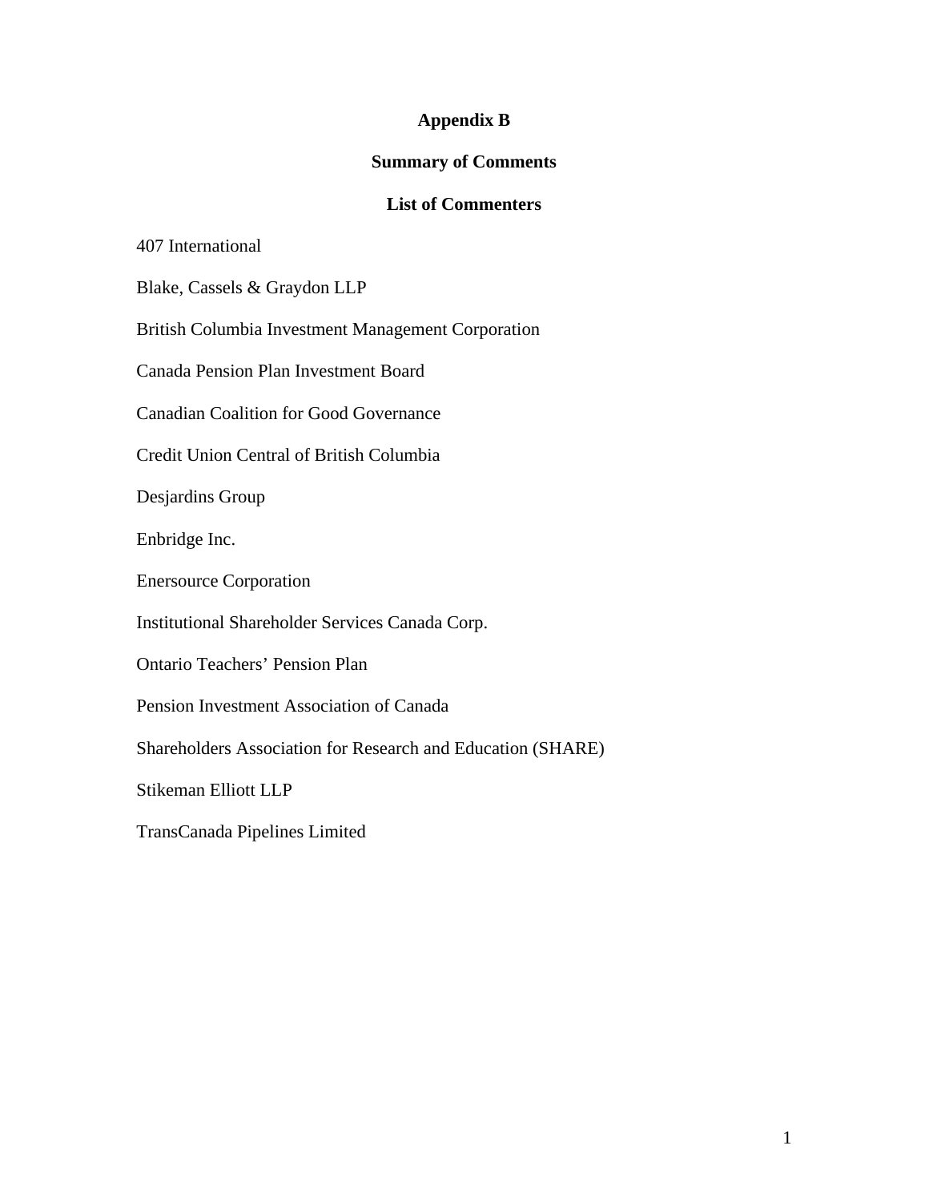# Appendix B

## Summary of Comments

### List of Commenters

407 International

Blake, Cassels & Graydon LLP

British Columbia Investment Management Corporation

Canada Pension Plan Investment Board

Canadian Coalition for Good Governance

Credit Union Central of British Columbia

Desjardins Group

Enbridge Inc.

Enersource Corporation

Institutional Shareholder Services Canada Corp.

Ontario Teachers' Pension Plan

Pension Investment Association of Canada

Shareholders Association for Research and Education (SHARE)

Stikeman Elliott LLP

TransCanada Pipelines Limited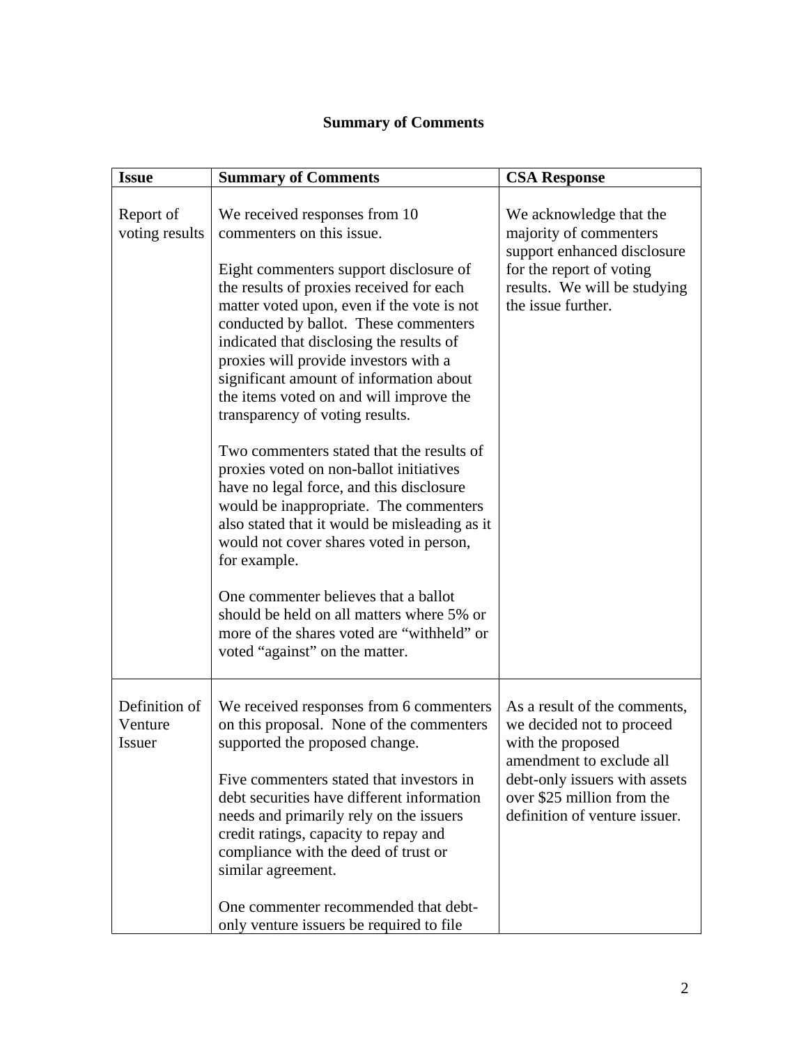**Summary of Comments**

| Issue | Summary of Comments | CSA Response |
| --- | --- | --- |
| Report of voting results | We received responses from 10 commenters on this issue.<br><br>Eight commenters support disclosure of the results of proxies received for each matter voted upon, even if the vote is not conducted by ballot. These commenters indicated that disclosing the results of proxies will provide investors with a significant amount of information about the items voted on and will improve the transparency of voting results.<br><br>Two commenters stated that the results of proxies voted on non-ballot initiatives have no legal force, and this disclosure would be inappropriate. The commenters also stated that it would be misleading as it would not cover shares voted in person, for example.<br><br>One commenter believes that a ballot should be held on all matters where 5% or more of the shares voted are "withheld" or voted "against" on the matter. | We acknowledge that the majority of commenters support enhanced disclosure for the report of voting results. We will be studying the issue further. |
| Definition of Venture Issuer | We received responses from 6 commenters on this proposal. None of the commenters supported the proposed change.<br><br>Five commenters stated that investors in debt securities have different information needs and primarily rely on the issuers credit ratings, capacity to repay and compliance with the deed of trust or similar agreement.<br><br>One commenter recommended that debt-only venture issuers be required to file | As a result of the comments, we decided not to proceed with the proposed amendment to exclude all debt-only issuers with assets over $25 million from the definition of venture issuer. |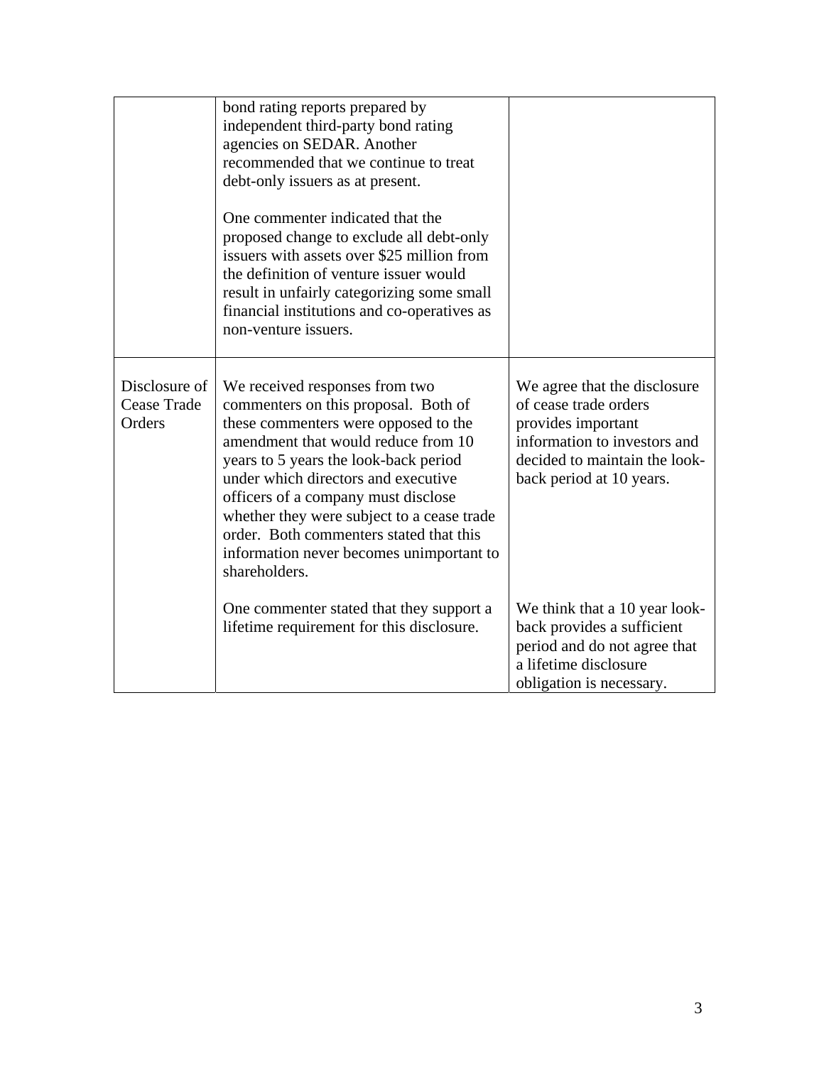| | | |
|---|---|---|
| | bond rating reports prepared by independent third-party bond rating agencies on SEDAR. Another recommended that we continue to treat debt-only issuers as at present.<br><br>One commenter indicated that the proposed change to exclude all debt-only issuers with assets over $25 million from the definition of venture issuer would result in unfairly categorizing some small financial institutions and co-operatives as non-venture issuers. | |
| Disclosure of Cease Trade Orders | We received responses from two commenters on this proposal. Both of these commenters were opposed to the amendment that would reduce from 10 years to 5 years the look-back period under which directors and executive officers of a company must disclose whether they were subject to a cease trade order. Both commenters stated that this information never becomes unimportant to shareholders. | We agree that the disclosure of cease trade orders provides important information to investors and decided to maintain the look-back period at 10 years. |
| | One commenter stated that they support a lifetime requirement for this disclosure. | We think that a 10 year look-back provides a sufficient period and do not agree that a lifetime disclosure obligation is necessary. |